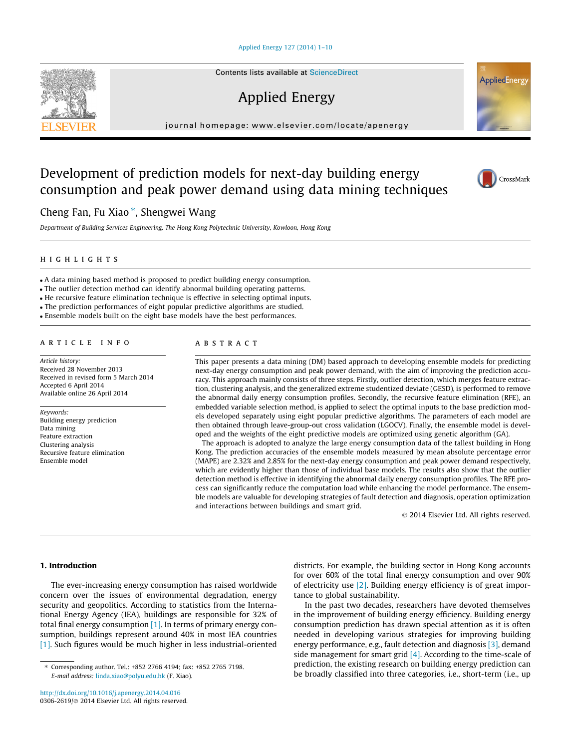# Development of prediction models for next-day building energy consumption and peak power demand using data mining techniques

Cheng Fan, Fu Xiao *, Shengwei Wang

*Department of Building Services Engineering, The Hong Kong Polytechnic University, Kowloon, Hong Kong*

## HIGHLIGHTS

- A data mining based method is proposed to predict building energy consumption.
- The outlier detection method can identify abnormal building operating patterns.
- He recursive feature elimination technique is effective in selecting optimal inputs.
- The prediction performances of eight popular predictive algorithms are studied.
- Ensemble models built on the eight base models have the best performances.

## ARTICLE INFO

*Article history:*
Received 28 November 2013
Received in revised form 5 March 2014
Accepted 6 April 2014
Available online 26 April 2014

*Keywords:*
Building energy prediction
Data mining
Feature extraction
Clustering analysis
Recursive feature elimination
Ensemble model

## ABSTRACT

This paper presents a data mining (DM) based approach to developing ensemble models for predicting next-day energy consumption and peak power demand, with the aim of improving the prediction accuracy. This approach mainly consists of three steps. Firstly, outlier detection, which merges feature extraction, clustering analysis, and the generalized extreme studentized deviate (GESD), is performed to remove the abnormal daily energy consumption profiles. Secondly, the recursive feature elimination (RFE), an embedded variable selection method, is applied to select the optimal inputs to the base prediction models developed separately using eight popular predictive algorithms. The parameters of each model are then obtained through leave-group-out cross validation (LGOCV). Finally, the ensemble model is developed and the weights of the eight predictive models are optimized using genetic algorithm (GA).

The approach is adopted to analyze the large energy consumption data of the tallest building in Hong Kong. The prediction accuracies of the ensemble models measured by mean absolute percentage error (MAPE) are 2.32% and 2.85% for the next-day energy consumption and peak power demand respectively, which are evidently higher than those of individual base models. The results also show that the outlier detection method is effective in identifying the abnormal daily energy consumption profiles. The RFE process can significantly reduce the computation load while enhancing the model performance. The ensemble models are valuable for developing strategies of fault detection and diagnosis, operation optimization and interactions between buildings and smart grid.

© 2014 Elsevier Ltd. All rights reserved.

## 1. Introduction

The ever-increasing energy consumption has raised worldwide concern over the issues of environmental degradation, energy security and geopolitics. According to statistics from the International Energy Agency (IEA), buildings are responsible for 32% of total final energy consumption [1]. In terms of primary energy consumption, buildings represent around 40% in most IEA countries [1]. Such figures would be much higher in less industrial-oriented districts. For example, the building sector in Hong Kong accounts for over 60% of the total final energy consumption and over 90% of electricity use [2]. Building energy efficiency is of great importance to global sustainability.

In the past two decades, researchers have devoted themselves in the improvement of building energy efficiency. Building energy consumption prediction has drawn special attention as it is often needed in developing various strategies for improving building energy performance, e.g., fault detection and diagnosis [3], demand side management for smart grid [4]. According to the time-scale of prediction, the existing research on building energy prediction can be broadly classified into three categories, i.e., short-term (i.e., up

---

* Corresponding author. Tel.: +852 2766 4194; fax: +852 2765 7198.
*E-mail address:* linda.xiao@polyu.edu.hk (F. Xiao).

http://dx.doi.org/10.1016/j.apenergy.2014.04.016
0306-2619/© 2014 Elsevier Ltd. All rights reserved.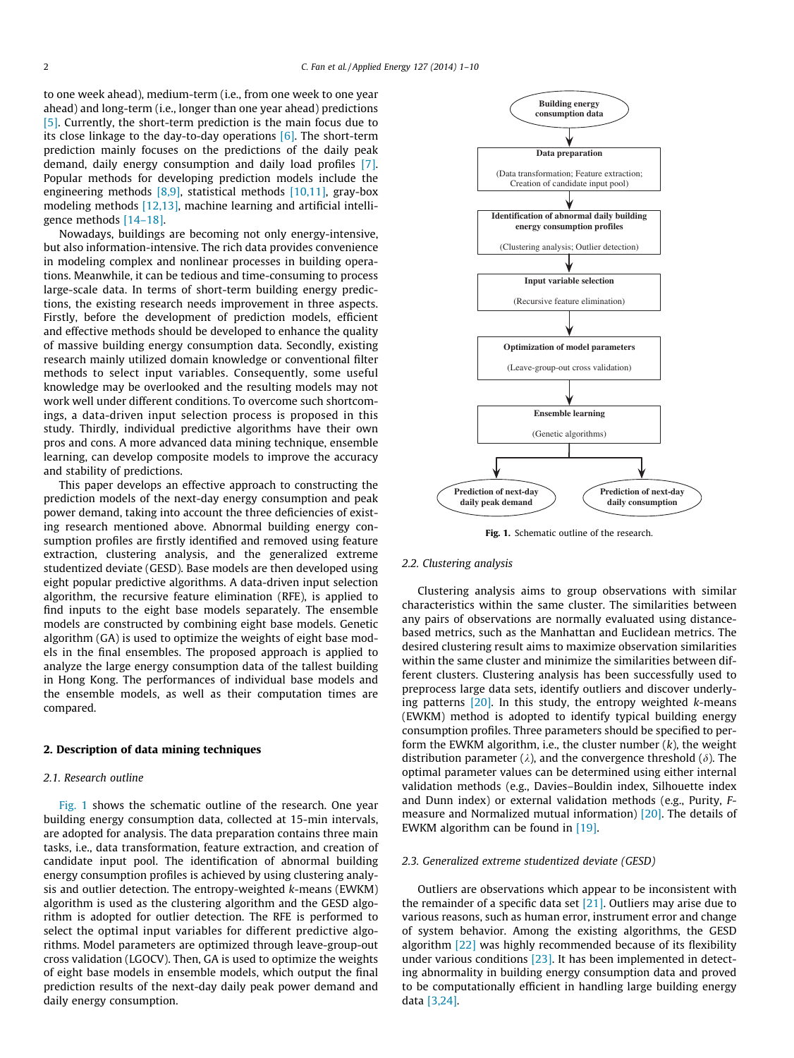to one week ahead), medium-term (i.e., from one week to one year ahead) and long-term (i.e., longer than one year ahead) predictions [5]. Currently, the short-term prediction is the main focus due to its close linkage to the day-to-day operations [6]. The short-term prediction mainly focuses on the predictions of the daily peak demand, daily energy consumption and daily load profiles [7]. Popular methods for developing prediction models include the engineering methods [8,9], statistical methods [10,11], gray-box modeling methods [12,13], machine learning and artificial intelligence methods [14–18].

Nowadays, buildings are becoming not only energy-intensive, but also information-intensive. The rich data provides convenience in modeling complex and nonlinear processes in building operations. Meanwhile, it can be tedious and time-consuming to process large-scale data. In terms of short-term building energy predictions, the existing research needs improvement in three aspects. Firstly, before the development of prediction models, efficient and effective methods should be developed to enhance the quality of massive building energy consumption data. Secondly, existing research mainly utilized domain knowledge or conventional filter methods to select input variables. Consequently, some useful knowledge may be overlooked and the resulting models may not work well under different conditions. To overcome such shortcomings, a data-driven input selection process is proposed in this study. Thirdly, individual predictive algorithms have their own pros and cons. A more advanced data mining technique, ensemble learning, can develop composite models to improve the accuracy and stability of predictions.

This paper develops an effective approach to constructing the prediction models of the next-day energy consumption and peak power demand, taking into account the three deficiencies of existing research mentioned above. Abnormal building energy consumption profiles are firstly identified and removed using feature extraction, clustering analysis, and the generalized extreme studentized deviate (GESD). Base models are then developed using eight popular predictive algorithms. A data-driven input selection algorithm, the recursive feature elimination (RFE), is applied to find inputs to the eight base models separately. The ensemble models are constructed by combining eight base models. Genetic algorithm (GA) is used to optimize the weights of eight base models in the final ensembles. The proposed approach is applied to analyze the large energy consumption data of the tallest building in Hong Kong. The performances of individual base models and the ensemble models, as well as their computation times are compared.

## 2. Description of data mining techniques

### 2.1. Research outline

Fig. 1 shows the schematic outline of the research. One year building energy consumption data, collected at 15-min intervals, are adopted for analysis. The data preparation contains three main tasks, i.e., data transformation, feature extraction, and creation of candidate input pool. The identification of abnormal building energy consumption profiles is achieved by using clustering analysis and outlier detection. The entropy-weighted $k$-means (EWKM) algorithm is used as the clustering algorithm and the GESD algorithm is adopted for outlier detection. The RFE is performed to select the optimal input variables for different predictive algorithms. Model parameters are optimized through leave-group-out cross validation (LGOCV). Then, GA is used to optimize the weights of eight base models in ensemble models, which output the final prediction results of the next-day daily peak power demand and daily energy consumption.

Building energy consumption data

Data preparation

(Data transformation; Feature extraction; Creation of candidate input pool)

Identification of abnormal daily building energy consumption profiles

(Clustering analysis; Outlier detection)

Input variable selection

(Recursive feature elimination)

Optimization of model parameters

(Leave-group-out cross validation)

Ensemble learning

(Genetic algorithms)

Prediction of next-day daily peak demand

Prediction of next-day daily consumption

**Fig. 1.** Schematic outline of the research.

### 2.2. Clustering analysis

Clustering analysis aims to group observations with similar characteristics within the same cluster. The similarities between any pairs of observations are normally evaluated using distance-based metrics, such as the Manhattan and Euclidean metrics. The desired clustering result aims to maximize observation similarities within the same cluster and minimize the similarities between different clusters. Clustering analysis has been successfully used to preprocess large data sets, identify outliers and discover underlying patterns [20]. In this study, the entropy weighted $k$-means (EWKM) method is adopted to identify typical building energy consumption profiles. Three parameters should be specified to perform the EWKM algorithm, i.e., the cluster number ($k$), the weight distribution parameter ($\lambda$), and the convergence threshold ($\delta$). The optimal parameter values can be determined using either internal validation methods (e.g., Davies–Bouldin index, Silhouette index and Dunn index) or external validation methods (e.g., Purity, $F$-measure and Normalized mutual information) [20]. The details of EWKM algorithm can be found in [19].

### 2.3. Generalized extreme studentized deviate (GESD)

Outliers are observations which appear to be inconsistent with the remainder of a specific data set [21]. Outliers may arise due to various reasons, such as human error, instrument error and change of system behavior. Among the existing algorithms, the GESD algorithm [22] was highly recommended because of its flexibility under various conditions [23]. It has been implemented in detecting abnormality in building energy consumption data and proved to be computationally efficient in handling large building energy data [3,24].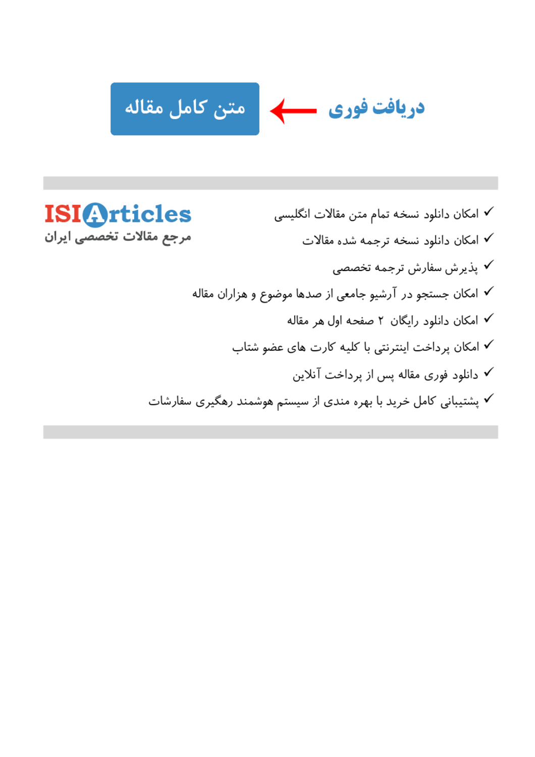دریافت فوری ← متن کامل مقاله

**ISIArticles**
مرجع مقالات تخصصی ایران

- ✓ امکان دانلود نسخه تمام متن مقالات انگلیسی
- ✓ امکان دانلود نسخه ترجمه شده مقالات
- ✓ پذیرش سفارش ترجمه تخصصی
- ✓ امکان جستجو در آرشیو جامعی از صدها موضوع و هزاران مقاله
- ✓ امکان دانلود رایگان ۲ صفحه اول هر مقاله
- ✓ امکان پرداخت اینترنتی با کلیه کارت های عضو شتاب
- ✓ دانلود فوری مقاله پس از پرداخت آنلاین
- ✓ پشتیبانی کامل خرید با بهره مندی از سیستم هوشمند رهگیری سفارشات